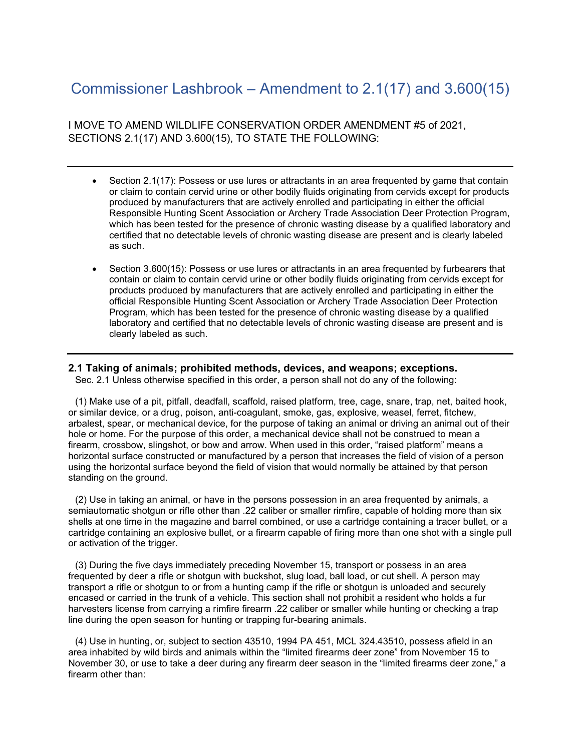# Commissioner Lashbrook – Amendment to 2.1(17) and 3.600(15)

I MOVE TO AMEND WILDLIFE CONSERVATION ORDER AMENDMENT #5 of 2021, SECTIONS 2.1(17) AND 3.600(15), TO STATE THE FOLLOWING:

---

- Section 2.1(17): Possess or use lures or attractants in an area frequented by game that contain or claim to contain cervid urine or other bodily fluids originating from cervids except for products produced by manufacturers that are actively enrolled and participating in either the official Responsible Hunting Scent Association or Archery Trade Association Deer Protection Program, which has been tested for the presence of chronic wasting disease by a qualified laboratory and certified that no detectable levels of chronic wasting disease are present and is clearly labeled as such.

- Section 3.600(15): Possess or use lures or attractants in an area frequented by furbearers that contain or claim to contain cervid urine or other bodily fluids originating from cervids except for products produced by manufacturers that are actively enrolled and participating in either the official Responsible Hunting Scent Association or Archery Trade Association Deer Protection Program, which has been tested for the presence of chronic wasting disease by a qualified laboratory and certified that no detectable levels of chronic wasting disease are present and is clearly labeled as such.

---

**2.1 Taking of animals; prohibited methods, devices, and weapons; exceptions.**

Sec. 2.1 Unless otherwise specified in this order, a person shall not do any of the following:

(1) Make use of a pit, pitfall, deadfall, scaffold, raised platform, tree, cage, snare, trap, net, baited hook, or similar device, or a drug, poison, anti-coagulant, smoke, gas, explosive, weasel, ferret, fitchew, arbalest, spear, or mechanical device, for the purpose of taking an animal or driving an animal out of their hole or home. For the purpose of this order, a mechanical device shall not be construed to mean a firearm, crossbow, slingshot, or bow and arrow. When used in this order, "raised platform" means a horizontal surface constructed or manufactured by a person that increases the field of vision of a person using the horizontal surface beyond the field of vision that would normally be attained by that person standing on the ground.

(2) Use in taking an animal, or have in the persons possession in an area frequented by animals, a semiautomatic shotgun or rifle other than .22 caliber or smaller rimfire, capable of holding more than six shells at one time in the magazine and barrel combined, or use a cartridge containing a tracer bullet, or a cartridge containing an explosive bullet, or a firearm capable of firing more than one shot with a single pull or activation of the trigger.

(3) During the five days immediately preceding November 15, transport or possess in an area frequented by deer a rifle or shotgun with buckshot, slug load, ball load, or cut shell. A person may transport a rifle or shotgun to or from a hunting camp if the rifle or shotgun is unloaded and securely encased or carried in the trunk of a vehicle. This section shall not prohibit a resident who holds a fur harvesters license from carrying a rimfire firearm .22 caliber or smaller while hunting or checking a trap line during the open season for hunting or trapping fur-bearing animals.

(4) Use in hunting, or, subject to section 43510, 1994 PA 451, MCL 324.43510, possess afield in an area inhabited by wild birds and animals within the "limited firearms deer zone" from November 15 to November 30, or use to take a deer during any firearm deer season in the "limited firearms deer zone," a firearm other than: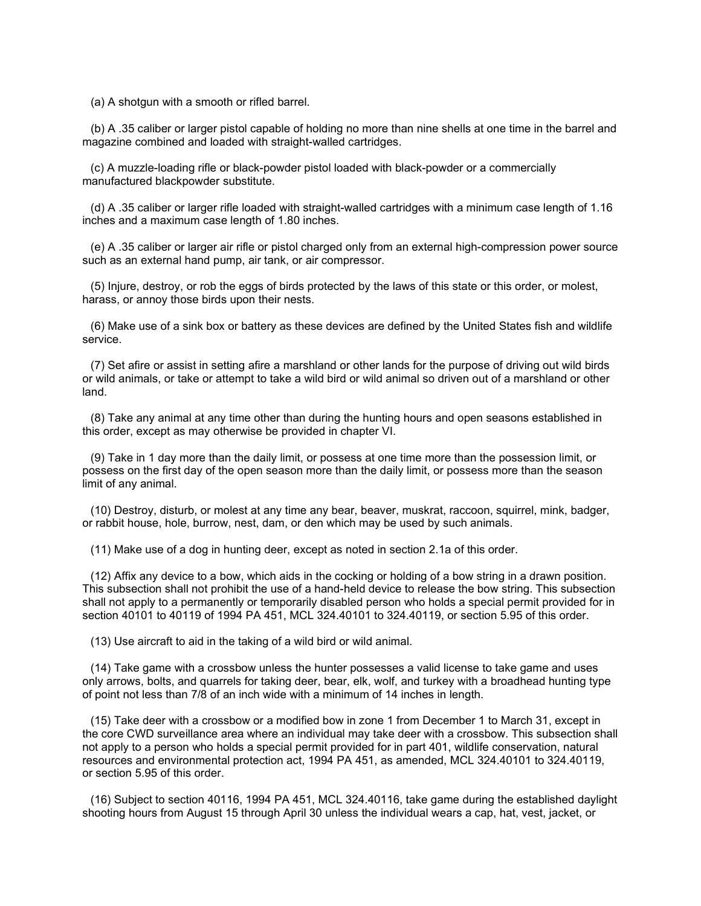(a) A shotgun with a smooth or rifled barrel.

(b) A .35 caliber or larger pistol capable of holding no more than nine shells at one time in the barrel and magazine combined and loaded with straight-walled cartridges.

(c) A muzzle-loading rifle or black-powder pistol loaded with black-powder or a commercially manufactured blackpowder substitute.

(d) A .35 caliber or larger rifle loaded with straight-walled cartridges with a minimum case length of 1.16 inches and a maximum case length of 1.80 inches.

(e) A .35 caliber or larger air rifle or pistol charged only from an external high-compression power source such as an external hand pump, air tank, or air compressor.

(5) Injure, destroy, or rob the eggs of birds protected by the laws of this state or this order, or molest, harass, or annoy those birds upon their nests.

(6) Make use of a sink box or battery as these devices are defined by the United States fish and wildlife service.

(7) Set afire or assist in setting afire a marshland or other lands for the purpose of driving out wild birds or wild animals, or take or attempt to take a wild bird or wild animal so driven out of a marshland or other land.

(8) Take any animal at any time other than during the hunting hours and open seasons established in this order, except as may otherwise be provided in chapter VI.

(9) Take in 1 day more than the daily limit, or possess at one time more than the possession limit, or possess on the first day of the open season more than the daily limit, or possess more than the season limit of any animal.

(10) Destroy, disturb, or molest at any time any bear, beaver, muskrat, raccoon, squirrel, mink, badger, or rabbit house, hole, burrow, nest, dam, or den which may be used by such animals.

(11) Make use of a dog in hunting deer, except as noted in section 2.1a of this order.

(12) Affix any device to a bow, which aids in the cocking or holding of a bow string in a drawn position. This subsection shall not prohibit the use of a hand-held device to release the bow string. This subsection shall not apply to a permanently or temporarily disabled person who holds a special permit provided for in section 40101 to 40119 of 1994 PA 451, MCL 324.40101 to 324.40119, or section 5.95 of this order.

(13) Use aircraft to aid in the taking of a wild bird or wild animal.

(14) Take game with a crossbow unless the hunter possesses a valid license to take game and uses only arrows, bolts, and quarrels for taking deer, bear, elk, wolf, and turkey with a broadhead hunting type of point not less than 7/8 of an inch wide with a minimum of 14 inches in length.

(15) Take deer with a crossbow or a modified bow in zone 1 from December 1 to March 31, except in the core CWD surveillance area where an individual may take deer with a crossbow. This subsection shall not apply to a person who holds a special permit provided for in part 401, wildlife conservation, natural resources and environmental protection act, 1994 PA 451, as amended, MCL 324.40101 to 324.40119, or section 5.95 of this order.

(16) Subject to section 40116, 1994 PA 451, MCL 324.40116, take game during the established daylight shooting hours from August 15 through April 30 unless the individual wears a cap, hat, vest, jacket, or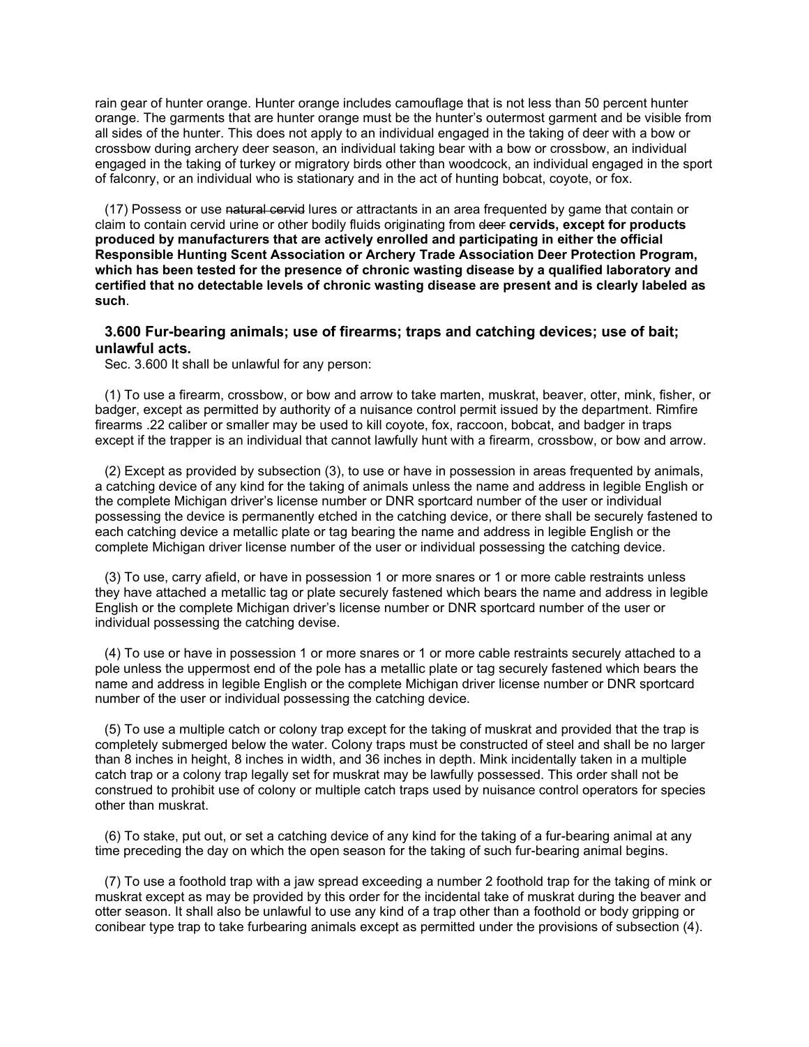rain gear of hunter orange. Hunter orange includes camouflage that is not less than 50 percent hunter orange. The garments that are hunter orange must be the hunter's outermost garment and be visible from all sides of the hunter. This does not apply to an individual engaged in the taking of deer with a bow or crossbow during archery deer season, an individual taking bear with a bow or crossbow, an individual engaged in the taking of turkey or migratory birds other than woodcock, an individual engaged in the sport of falconry, or an individual who is stationary and in the act of hunting bobcat, coyote, or fox.

(17) Possess or use ~~natural cervid~~ lures or attractants in an area frequented by game that contain or claim to contain cervid urine or other bodily fluids originating from ~~deer~~ **cervids, except for products produced by manufacturers that are actively enrolled and participating in either the official Responsible Hunting Scent Association or Archery Trade Association Deer Protection Program, which has been tested for the presence of chronic wasting disease by a qualified laboratory and certified that no detectable levels of chronic wasting disease are present and is clearly labeled as such**.

### 3.600 Fur-bearing animals; use of firearms; traps and catching devices; use of bait; unlawful acts.

Sec. 3.600 It shall be unlawful for any person:

(1) To use a firearm, crossbow, or bow and arrow to take marten, muskrat, beaver, otter, mink, fisher, or badger, except as permitted by authority of a nuisance control permit issued by the department. Rimfire firearms .22 caliber or smaller may be used to kill coyote, fox, raccoon, bobcat, and badger in traps except if the trapper is an individual that cannot lawfully hunt with a firearm, crossbow, or bow and arrow.

(2) Except as provided by subsection (3), to use or have in possession in areas frequented by animals, a catching device of any kind for the taking of animals unless the name and address in legible English or the complete Michigan driver's license number or DNR sportcard number of the user or individual possessing the device is permanently etched in the catching device, or there shall be securely fastened to each catching device a metallic plate or tag bearing the name and address in legible English or the complete Michigan driver license number of the user or individual possessing the catching device.

(3) To use, carry afield, or have in possession 1 or more snares or 1 or more cable restraints unless they have attached a metallic tag or plate securely fastened which bears the name and address in legible English or the complete Michigan driver's license number or DNR sportcard number of the user or individual possessing the catching devise.

(4) To use or have in possession 1 or more snares or 1 or more cable restraints securely attached to a pole unless the uppermost end of the pole has a metallic plate or tag securely fastened which bears the name and address in legible English or the complete Michigan driver license number or DNR sportcard number of the user or individual possessing the catching device.

(5) To use a multiple catch or colony trap except for the taking of muskrat and provided that the trap is completely submerged below the water. Colony traps must be constructed of steel and shall be no larger than 8 inches in height, 8 inches in width, and 36 inches in depth. Mink incidentally taken in a multiple catch trap or a colony trap legally set for muskrat may be lawfully possessed. This order shall not be construed to prohibit use of colony or multiple catch traps used by nuisance control operators for species other than muskrat.

(6) To stake, put out, or set a catching device of any kind for the taking of a fur-bearing animal at any time preceding the day on which the open season for the taking of such fur-bearing animal begins.

(7) To use a foothold trap with a jaw spread exceeding a number 2 foothold trap for the taking of mink or muskrat except as may be provided by this order for the incidental take of muskrat during the beaver and otter season. It shall also be unlawful to use any kind of a trap other than a foothold or body gripping or conibear type trap to take furbearing animals except as permitted under the provisions of subsection (4).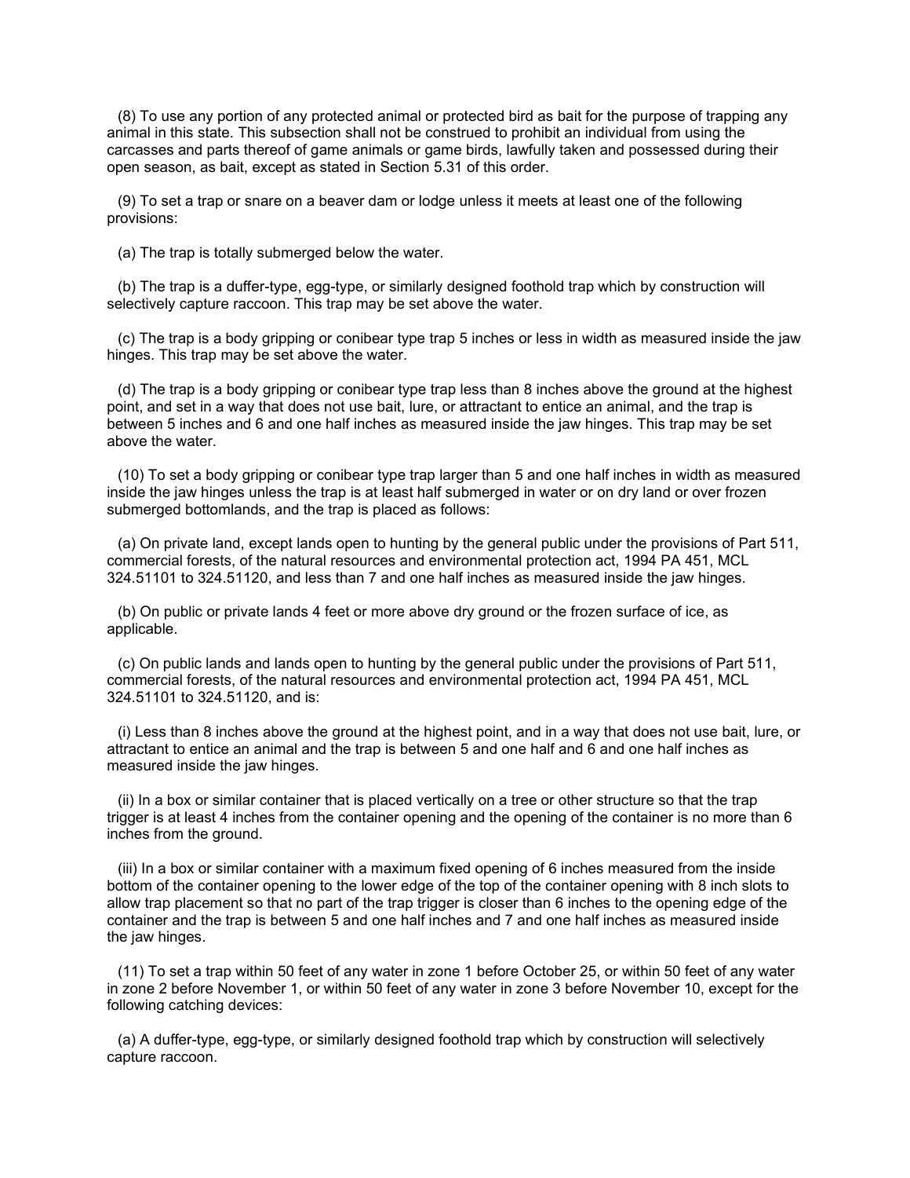(8) To use any portion of any protected animal or protected bird as bait for the purpose of trapping any animal in this state. This subsection shall not be construed to prohibit an individual from using the carcasses and parts thereof of game animals or game birds, lawfully taken and possessed during their open season, as bait, except as stated in Section 5.31 of this order.

(9) To set a trap or snare on a beaver dam or lodge unless it meets at least one of the following provisions:

(a) The trap is totally submerged below the water.

(b) The trap is a duffer-type, egg-type, or similarly designed foothold trap which by construction will selectively capture raccoon. This trap may be set above the water.

(c) The trap is a body gripping or conibear type trap 5 inches or less in width as measured inside the jaw hinges. This trap may be set above the water.

(d) The trap is a body gripping or conibear type trap less than 8 inches above the ground at the highest point, and set in a way that does not use bait, lure, or attractant to entice an animal, and the trap is between 5 inches and 6 and one half inches as measured inside the jaw hinges. This trap may be set above the water.

(10) To set a body gripping or conibear type trap larger than 5 and one half inches in width as measured inside the jaw hinges unless the trap is at least half submerged in water or on dry land or over frozen submerged bottomlands, and the trap is placed as follows:

(a) On private land, except lands open to hunting by the general public under the provisions of Part 511, commercial forests, of the natural resources and environmental protection act, 1994 PA 451, MCL 324.51101 to 324.51120, and less than 7 and one half inches as measured inside the jaw hinges.

(b) On public or private lands 4 feet or more above dry ground or the frozen surface of ice, as applicable.

(c) On public lands and lands open to hunting by the general public under the provisions of Part 511, commercial forests, of the natural resources and environmental protection act, 1994 PA 451, MCL 324.51101 to 324.51120, and is:

(i) Less than 8 inches above the ground at the highest point, and in a way that does not use bait, lure, or attractant to entice an animal and the trap is between 5 and one half and 6 and one half inches as measured inside the jaw hinges.

(ii) In a box or similar container that is placed vertically on a tree or other structure so that the trap trigger is at least 4 inches from the container opening and the opening of the container is no more than 6 inches from the ground.

(iii) In a box or similar container with a maximum fixed opening of 6 inches measured from the inside bottom of the container opening to the lower edge of the top of the container opening with 8 inch slots to allow trap placement so that no part of the trap trigger is closer than 6 inches to the opening edge of the container and the trap is between 5 and one half inches and 7 and one half inches as measured inside the jaw hinges.

(11) To set a trap within 50 feet of any water in zone 1 before October 25, or within 50 feet of any water in zone 2 before November 1, or within 50 feet of any water in zone 3 before November 10, except for the following catching devices:

(a) A duffer-type, egg-type, or similarly designed foothold trap which by construction will selectively capture raccoon.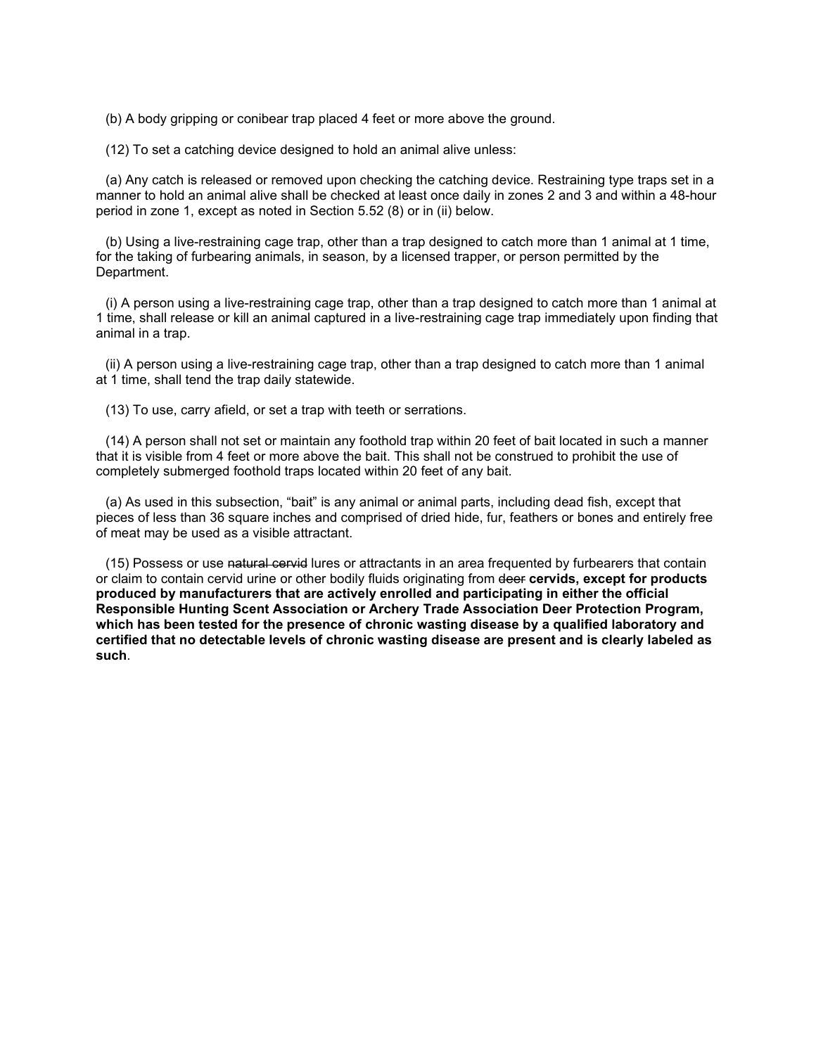(b) A body gripping or conibear trap placed 4 feet or more above the ground.

(12) To set a catching device designed to hold an animal alive unless:

(a) Any catch is released or removed upon checking the catching device. Restraining type traps set in a manner to hold an animal alive shall be checked at least once daily in zones 2 and 3 and within a 48-hour period in zone 1, except as noted in Section 5.52 (8) or in (ii) below.

(b) Using a live-restraining cage trap, other than a trap designed to catch more than 1 animal at 1 time, for the taking of furbearing animals, in season, by a licensed trapper, or person permitted by the Department.

(i) A person using a live-restraining cage trap, other than a trap designed to catch more than 1 animal at 1 time, shall release or kill an animal captured in a live-restraining cage trap immediately upon finding that animal in a trap.

(ii) A person using a live-restraining cage trap, other than a trap designed to catch more than 1 animal at 1 time, shall tend the trap daily statewide.

(13) To use, carry afield, or set a trap with teeth or serrations.

(14) A person shall not set or maintain any foothold trap within 20 feet of bait located in such a manner that it is visible from 4 feet or more above the bait. This shall not be construed to prohibit the use of completely submerged foothold traps located within 20 feet of any bait.

(a) As used in this subsection, "bait" is any animal or animal parts, including dead fish, except that pieces of less than 36 square inches and comprised of dried hide, fur, feathers or bones and entirely free of meat may be used as a visible attractant.

(15) Possess or use ~~natural cervid~~ lures or attractants in an area frequented by furbearers that contain or claim to contain cervid urine or other bodily fluids originating from ~~deer~~ **cervids, except for products produced by manufacturers that are actively enrolled and participating in either the official Responsible Hunting Scent Association or Archery Trade Association Deer Protection Program, which has been tested for the presence of chronic wasting disease by a qualified laboratory and certified that no detectable levels of chronic wasting disease are present and is clearly labeled as such**.